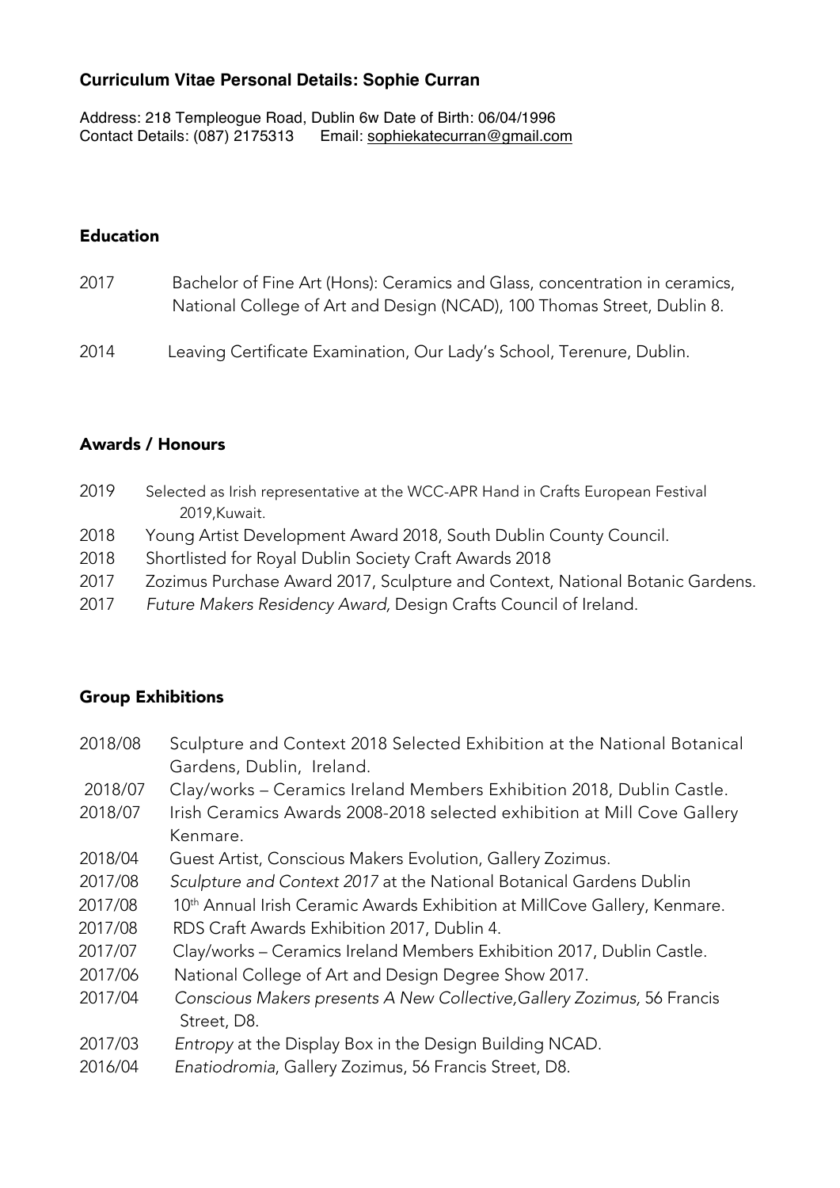**Curriculum Vitae Personal Details: Sophie Curran**

Address: 218 Templeogue Road, Dublin 6w Date of Birth: 06/04/1996
Contact Details: (087) 2175313 Email: sophiekatecurran@gmail.com

## Education

2017 Bachelor of Fine Art (Hons): Ceramics and Glass, concentration in ceramics, National College of Art and Design (NCAD), 100 Thomas Street, Dublin 8.

2014 Leaving Certificate Examination, Our Lady's School, Terenure, Dublin.

## Awards / Honours

2019 Selected as Irish representative at the WCC-APR Hand in Crafts European Festival 2019,Kuwait.
2018 Young Artist Development Award 2018, South Dublin County Council.
2018 Shortlisted for Royal Dublin Society Craft Awards 2018
2017 Zozimus Purchase Award 2017, Sculpture and Context, National Botanic Gardens.
2017 *Future Makers Residency Award,* Design Crafts Council of Ireland.

## Group Exhibitions

2018/08 Sculpture and Context 2018 Selected Exhibition at the National Botanical Gardens, Dublin, Ireland.
2018/07 Clay/works – Ceramics Ireland Members Exhibition 2018, Dublin Castle.
2018/07 Irish Ceramics Awards 2008-2018 selected exhibition at Mill Cove Gallery Kenmare.
2018/04 Guest Artist, Conscious Makers Evolution, Gallery Zozimus.
2017/08 *Sculpture and Context 2017* at the National Botanical Gardens Dublin
2017/08 10th Annual Irish Ceramic Awards Exhibition at MillCove Gallery, Kenmare.
2017/08 RDS Craft Awards Exhibition 2017, Dublin 4.
2017/07 Clay/works – Ceramics Ireland Members Exhibition 2017, Dublin Castle.
2017/06 National College of Art and Design Degree Show 2017.
2017/04 *Conscious Makers presents A New Collective,Gallery Zozimus,* 56 Francis Street, D8.
2017/03 *Entropy* at the Display Box in the Design Building NCAD.
2016/04 *Enatiodromia*, Gallery Zozimus, 56 Francis Street, D8.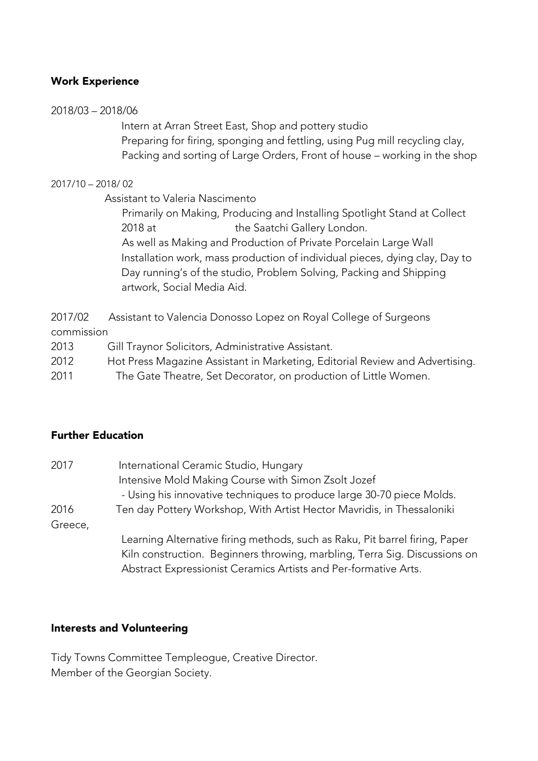## Work Experience

2018/03 – 2018/06

Intern at Arran Street East, Shop and pottery studio
Preparing for firing, sponging and fettling, using Pug mill recycling clay, Packing and sorting of Large Orders, Front of house – working in the shop

2017/10 – 2018/ 02

Assistant to Valeria Nascimento
Primarily on Making, Producing and Installing Spotlight Stand at Collect 2018 at the Saatchi Gallery London.
As well as Making and Production of Private Porcelain Large Wall Installation work, mass production of individual pieces, dying clay, Day to Day running's of the studio, Problem Solving, Packing and Shipping artwork, Social Media Aid.

2017/02 Assistant to Valencia Donosso Lopez on Royal College of Surgeons commission

2013 Gill Traynor Solicitors, Administrative Assistant.

2012 Hot Press Magazine Assistant in Marketing, Editorial Review and Advertising.

2011 The Gate Theatre, Set Decorator, on production of Little Women.

## Further Education

2017 International Ceramic Studio, Hungary
Intensive Mold Making Course with Simon Zsolt Jozef
- Using his innovative techniques to produce large 30-70 piece Molds.

2016 Ten day Pottery Workshop, With Artist Hector Mavridis, in Thessaloniki Greece,
Learning Alternative firing methods, such as Raku, Pit barrel firing, Paper Kiln construction. Beginners throwing, marbling, Terra Sig. Discussions on Abstract Expressionist Ceramics Artists and Per-formative Arts.

## Interests and Volunteering

Tidy Towns Committee Templeogue, Creative Director.
Member of the Georgian Society.